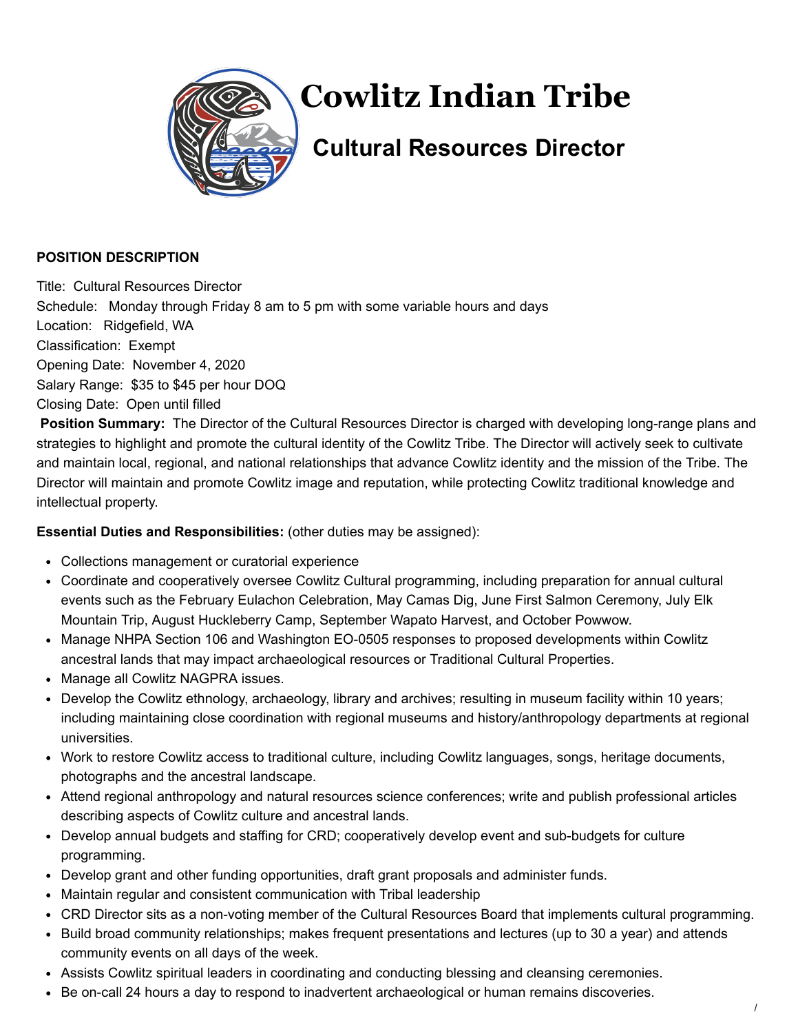# Cowlitz Indian Tribe

## Cultural Resources Director

**POSITION DESCRIPTION**

Title: Cultural Resources Director
Schedule: Monday through Friday 8 am to 5 pm with some variable hours and days
Location: Ridgefield, WA
Classification: Exempt
Opening Date: November 4, 2020
Salary Range: $35 to $45 per hour DOQ
Closing Date: Open until filled

**Position Summary:** The Director of the Cultural Resources Director is charged with developing long-range plans and strategies to highlight and promote the cultural identity of the Cowlitz Tribe. The Director will actively seek to cultivate and maintain local, regional, and national relationships that advance Cowlitz identity and the mission of the Tribe. The Director will maintain and promote Cowlitz image and reputation, while protecting Cowlitz traditional knowledge and intellectual property.

**Essential Duties and Responsibilities:** (other duties may be assigned):

- Collections management or curatorial experience
- Coordinate and cooperatively oversee Cowlitz Cultural programming, including preparation for annual cultural events such as the February Eulachon Celebration, May Camas Dig, June First Salmon Ceremony, July Elk Mountain Trip, August Huckleberry Camp, September Wapato Harvest, and October Powwow.
- Manage NHPA Section 106 and Washington EO-0505 responses to proposed developments within Cowlitz ancestral lands that may impact archaeological resources or Traditional Cultural Properties.
- Manage all Cowlitz NAGPRA issues.
- Develop the Cowlitz ethnology, archaeology, library and archives; resulting in museum facility within 10 years; including maintaining close coordination with regional museums and history/anthropology departments at regional universities.
- Work to restore Cowlitz access to traditional culture, including Cowlitz languages, songs, heritage documents, photographs and the ancestral landscape.
- Attend regional anthropology and natural resources science conferences; write and publish professional articles describing aspects of Cowlitz culture and ancestral lands.
- Develop annual budgets and staffing for CRD; cooperatively develop event and sub-budgets for culture programming.
- Develop grant and other funding opportunities, draft grant proposals and administer funds.
- Maintain regular and consistent communication with Tribal leadership
- CRD Director sits as a non-voting member of the Cultural Resources Board that implements cultural programming.
- Build broad community relationships; makes frequent presentations and lectures (up to 30 a year) and attends community events on all days of the week.
- Assists Cowlitz spiritual leaders in coordinating and conducting blessing and cleansing ceremonies.
- Be on-call 24 hours a day to respond to inadvertent archaeological or human remains discoveries.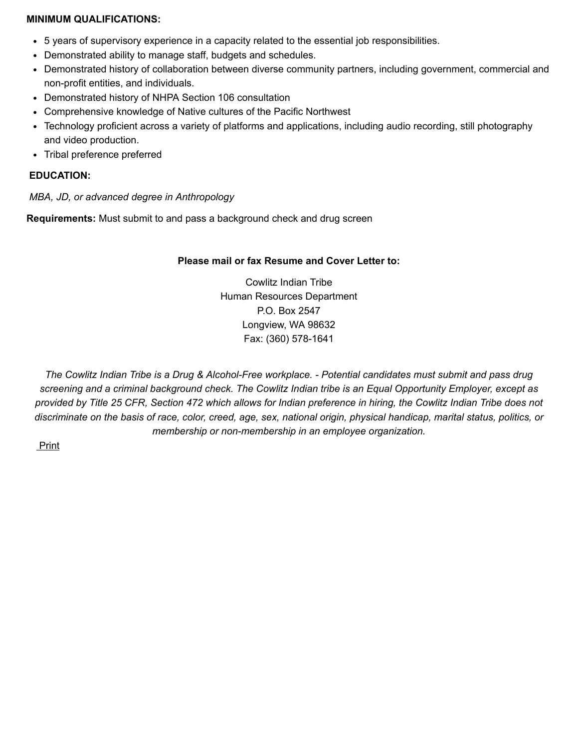**MINIMUM QUALIFICATIONS:**

- 5 years of supervisory experience in a capacity related to the essential job responsibilities.
- Demonstrated ability to manage staff, budgets and schedules.
- Demonstrated history of collaboration between diverse community partners, including government, commercial and non-profit entities, and individuals.
- Demonstrated history of NHPA Section 106 consultation
- Comprehensive knowledge of Native cultures of the Pacific Northwest
- Technology proficient across a variety of platforms and applications, including audio recording, still photography and video production.
- Tribal preference preferred

**EDUCATION:**

*MBA, JD, or advanced degree in Anthropology*

**Requirements:** Must submit to and pass a background check and drug screen

**Please mail or fax Resume and Cover Letter to:**

Cowlitz Indian Tribe
Human Resources Department
P.O. Box 2547
Longview, WA 98632
Fax: (360) 578-1641

*The Cowlitz Indian Tribe is a Drug & Alcohol-Free workplace. - Potential candidates must submit and pass drug screening and a criminal background check. The Cowlitz Indian tribe is an Equal Opportunity Employer, except as provided by Title 25 CFR, Section 472 which allows for Indian preference in hiring, the Cowlitz Indian Tribe does not discriminate on the basis of race, color, creed, age, sex, national origin, physical handicap, marital status, politics, or membership or non-membership in an employee organization.*

Print